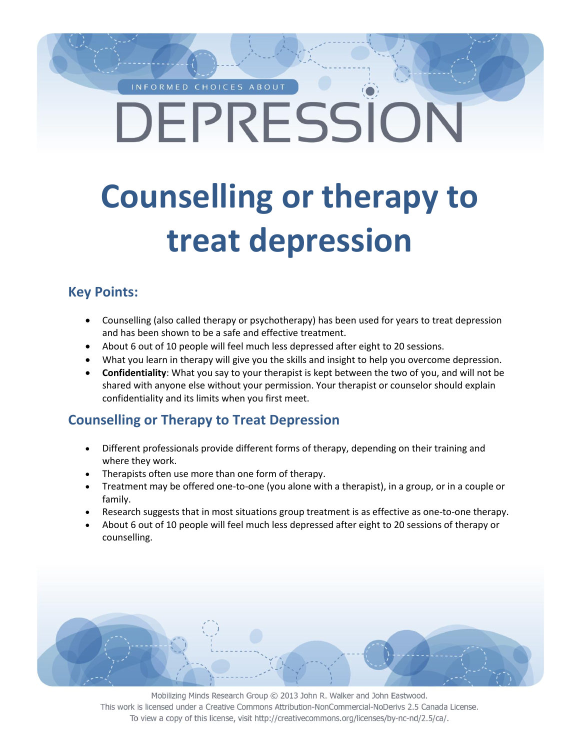INFORMED CHOICES ABOUT

DEPRESSION

# Counselling or therapy to treat depression

## Key Points:

- Counselling (also called therapy or psychotherapy) has been used for years to treat depression and has been shown to be a safe and effective treatment.
- About 6 out of 10 people will feel much less depressed after eight to 20 sessions.
- What you learn in therapy will give you the skills and insight to help you overcome depression.
- **Confidentiality**: What you say to your therapist is kept between the two of you, and will not be shared with anyone else without your permission. Your therapist or counselor should explain confidentiality and its limits when you first meet.

## Counselling or Therapy to Treat Depression

- Different professionals provide different forms of therapy, depending on their training and where they work.
- Therapists often use more than one form of therapy.
- Treatment may be offered one-to-one (you alone with a therapist), in a group, or in a couple or family.
- Research suggests that in most situations group treatment is as effective as one-to-one therapy.
- About 6 out of 10 people will feel much less depressed after eight to 20 sessions of therapy or counselling.

Mobilizing Minds Research Group © 2013 John R. Walker and John Eastwood.
This work is licensed under a Creative Commons Attribution-NonCommercial-NoDerivs 2.5 Canada License.
To view a copy of this license, visit http://creativecommons.org/licenses/by-nc-nd/2.5/ca/.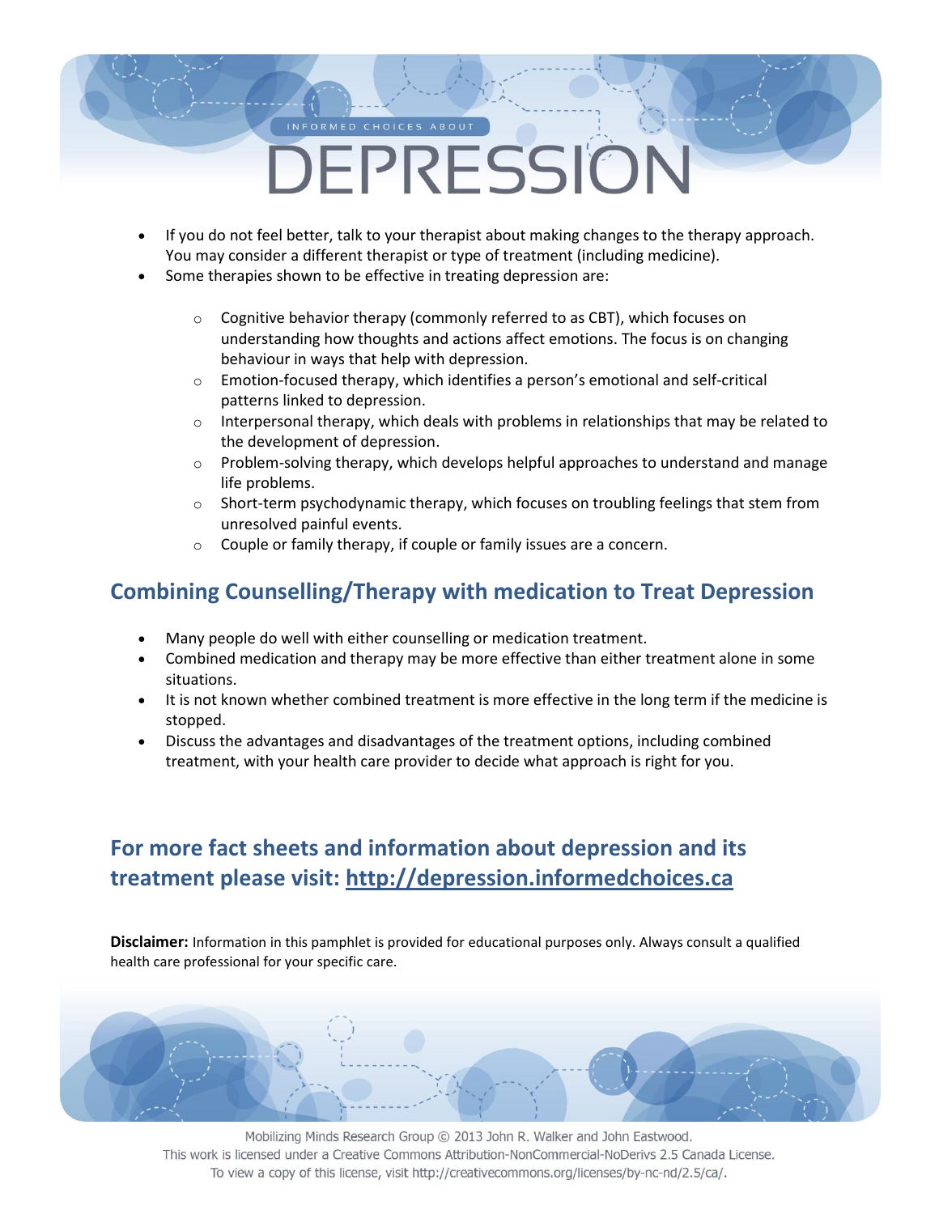- If you do not feel better, talk to your therapist about making changes to the therapy approach. You may consider a different therapist or type of treatment (including medicine).
- Some therapies shown to be effective in treating depression are:
  - Cognitive behavior therapy (commonly referred to as CBT), which focuses on understanding how thoughts and actions affect emotions. The focus is on changing behaviour in ways that help with depression.
  - Emotion-focused therapy, which identifies a person's emotional and self-critical patterns linked to depression.
  - Interpersonal therapy, which deals with problems in relationships that may be related to the development of depression.
  - Problem-solving therapy, which develops helpful approaches to understand and manage life problems.
  - Short-term psychodynamic therapy, which focuses on troubling feelings that stem from unresolved painful events.
  - Couple or family therapy, if couple or family issues are a concern.

## Combining Counselling/Therapy with medication to Treat Depression

- Many people do well with either counselling or medication treatment.
- Combined medication and therapy may be more effective than either treatment alone in some situations.
- It is not known whether combined treatment is more effective in the long term if the medicine is stopped.
- Discuss the advantages and disadvantages of the treatment options, including combined treatment, with your health care provider to decide what approach is right for you.

## For more fact sheets and information about depression and its treatment please visit: http://depression.informedchoices.ca

**Disclaimer:** Information in this pamphlet is provided for educational purposes only. Always consult a qualified health care professional for your specific care.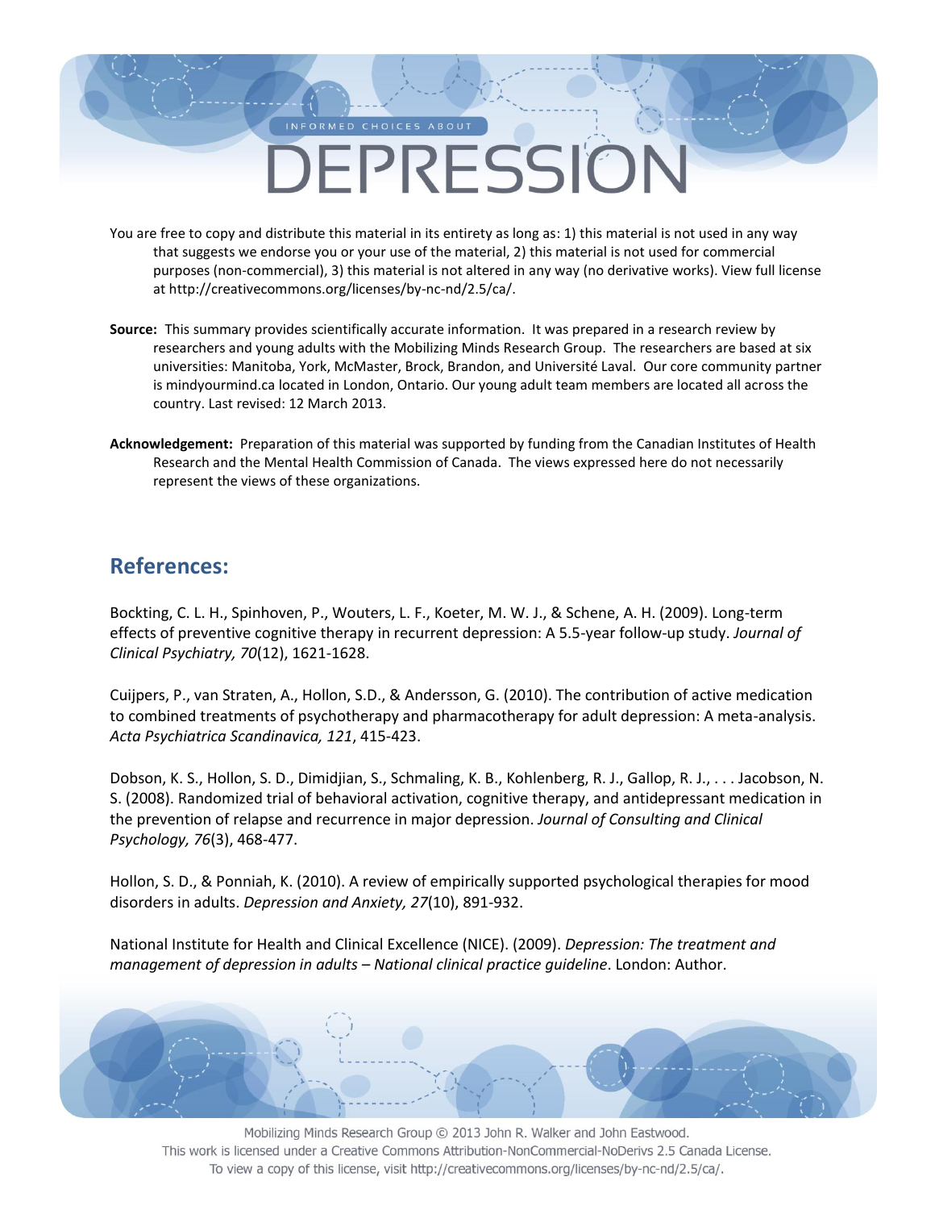INFORMED CHOICES ABOUT

# DEPRESSION

You are free to copy and distribute this material in its entirety as long as: 1) this material is not used in any way that suggests we endorse you or your use of the material, 2) this material is not used for commercial purposes (non-commercial), 3) this material is not altered in any way (no derivative works). View full license at http://creativecommons.org/licenses/by-nc-nd/2.5/ca/.

**Source:** This summary provides scientifically accurate information. It was prepared in a research review by researchers and young adults with the Mobilizing Minds Research Group. The researchers are based at six universities: Manitoba, York, McMaster, Brock, Brandon, and Université Laval. Our core community partner is mindyourmind.ca located in London, Ontario. Our young adult team members are located all across the country. Last revised: 12 March 2013.

**Acknowledgement:** Preparation of this material was supported by funding from the Canadian Institutes of Health Research and the Mental Health Commission of Canada. The views expressed here do not necessarily represent the views of these organizations.

## References:

Bockting, C. L. H., Spinhoven, P., Wouters, L. F., Koeter, M. W. J., & Schene, A. H. (2009). Long-term effects of preventive cognitive therapy in recurrent depression: A 5.5-year follow-up study. *Journal of Clinical Psychiatry, 70*(12), 1621-1628.

Cuijpers, P., van Straten, A., Hollon, S.D., & Andersson, G. (2010). The contribution of active medication to combined treatments of psychotherapy and pharmacotherapy for adult depression: A meta-analysis. *Acta Psychiatrica Scandinavica, 121*, 415-423.

Dobson, K. S., Hollon, S. D., Dimidjian, S., Schmaling, K. B., Kohlenberg, R. J., Gallop, R. J., . . . Jacobson, N. S. (2008). Randomized trial of behavioral activation, cognitive therapy, and antidepressant medication in the prevention of relapse and recurrence in major depression. *Journal of Consulting and Clinical Psychology, 76*(3), 468-477.

Hollon, S. D., & Ponniah, K. (2010). A review of empirically supported psychological therapies for mood disorders in adults. *Depression and Anxiety, 27*(10), 891-932.

National Institute for Health and Clinical Excellence (NICE). (2009). *Depression: The treatment and management of depression in adults – National clinical practice guideline*. London: Author.

Mobilizing Minds Research Group © 2013 John R. Walker and John Eastwood.
This work is licensed under a Creative Commons Attribution-NonCommercial-NoDerivs 2.5 Canada License.
To view a copy of this license, visit http://creativecommons.org/licenses/by-nc-nd/2.5/ca/.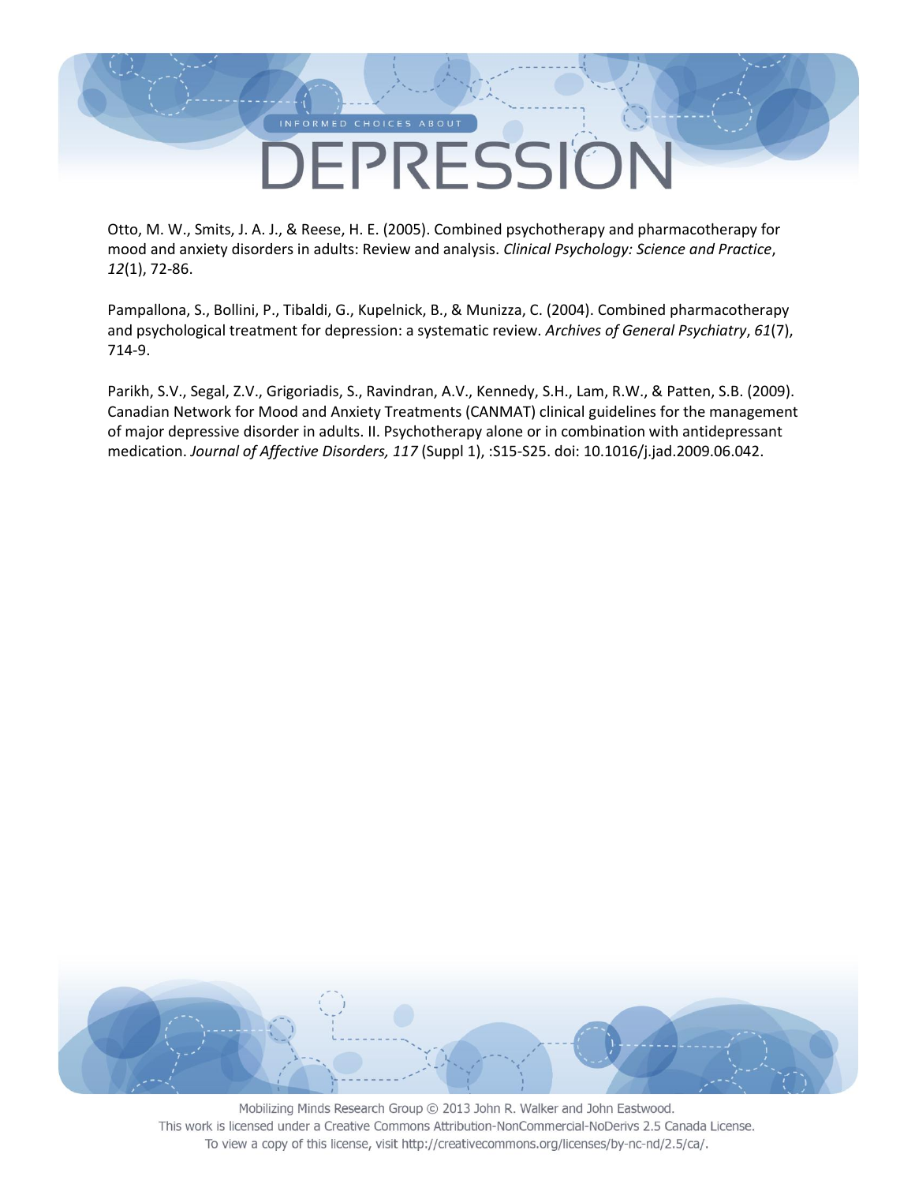Otto, M. W., Smits, J. A. J., & Reese, H. E. (2005). Combined psychotherapy and pharmacotherapy for mood and anxiety disorders in adults: Review and analysis. *Clinical Psychology: Science and Practice*, *12*(1), 72-86.

Pampallona, S., Bollini, P., Tibaldi, G., Kupelnick, B., & Munizza, C. (2004). Combined pharmacotherapy and psychological treatment for depression: a systematic review. *Archives of General Psychiatry*, *61*(7), 714-9.

Parikh, S.V., Segal, Z.V., Grigoriadis, S., Ravindran, A.V., Kennedy, S.H., Lam, R.W., & Patten, S.B. (2009). Canadian Network for Mood and Anxiety Treatments (CANMAT) clinical guidelines for the management of major depressive disorder in adults. II. Psychotherapy alone or in combination with antidepressant medication. *Journal of Affective Disorders, 117* (Suppl 1), :S15-S25. doi: 10.1016/j.jad.2009.06.042.

Mobilizing Minds Research Group © 2013 John R. Walker and John Eastwood.
This work is licensed under a Creative Commons Attribution-NonCommercial-NoDerivs 2.5 Canada License.
To view a copy of this license, visit http://creativecommons.org/licenses/by-nc-nd/2.5/ca/.